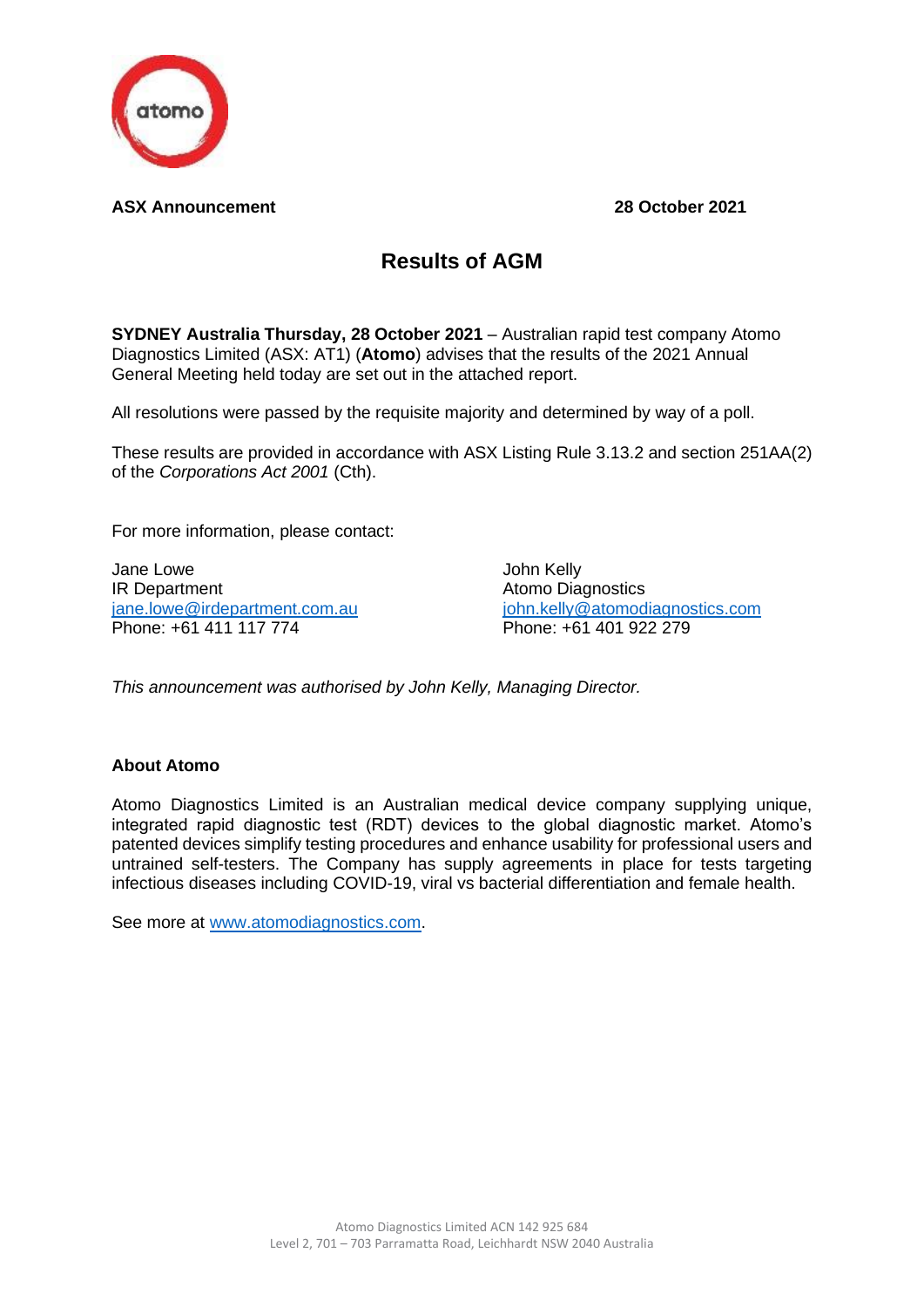**ASX Announcement** **28 October 2021**

# Results of AGM

**SYDNEY Australia Thursday, 28 October 2021** – Australian rapid test company Atomo Diagnostics Limited (ASX: AT1) (**Atomo**) advises that the results of the 2021 Annual General Meeting held today are set out in the attached report.

All resolutions were passed by the requisite majority and determined by way of a poll.

These results are provided in accordance with ASX Listing Rule 3.13.2 and section 251AA(2) of the *Corporations Act 2001* (Cth).

For more information, please contact:

Jane Lowe
IR Department
jane.lowe@irdepartment.com.au
Phone: +61 411 117 774

John Kelly
Atomo Diagnostics
john.kelly@atomodiagnostics.com
Phone: +61 401 922 279

*This announcement was authorised by John Kelly, Managing Director.*

**About Atomo**

Atomo Diagnostics Limited is an Australian medical device company supplying unique, integrated rapid diagnostic test (RDT) devices to the global diagnostic market. Atomo's patented devices simplify testing procedures and enhance usability for professional users and untrained self-testers. The Company has supply agreements in place for tests targeting infectious diseases including COVID-19, viral vs bacterial differentiation and female health.

See more at www.atomodiagnostics.com.

Atomo Diagnostics Limited ACN 142 925 684
Level 2, 701 – 703 Parramatta Road, Leichhardt NSW 2040 Australia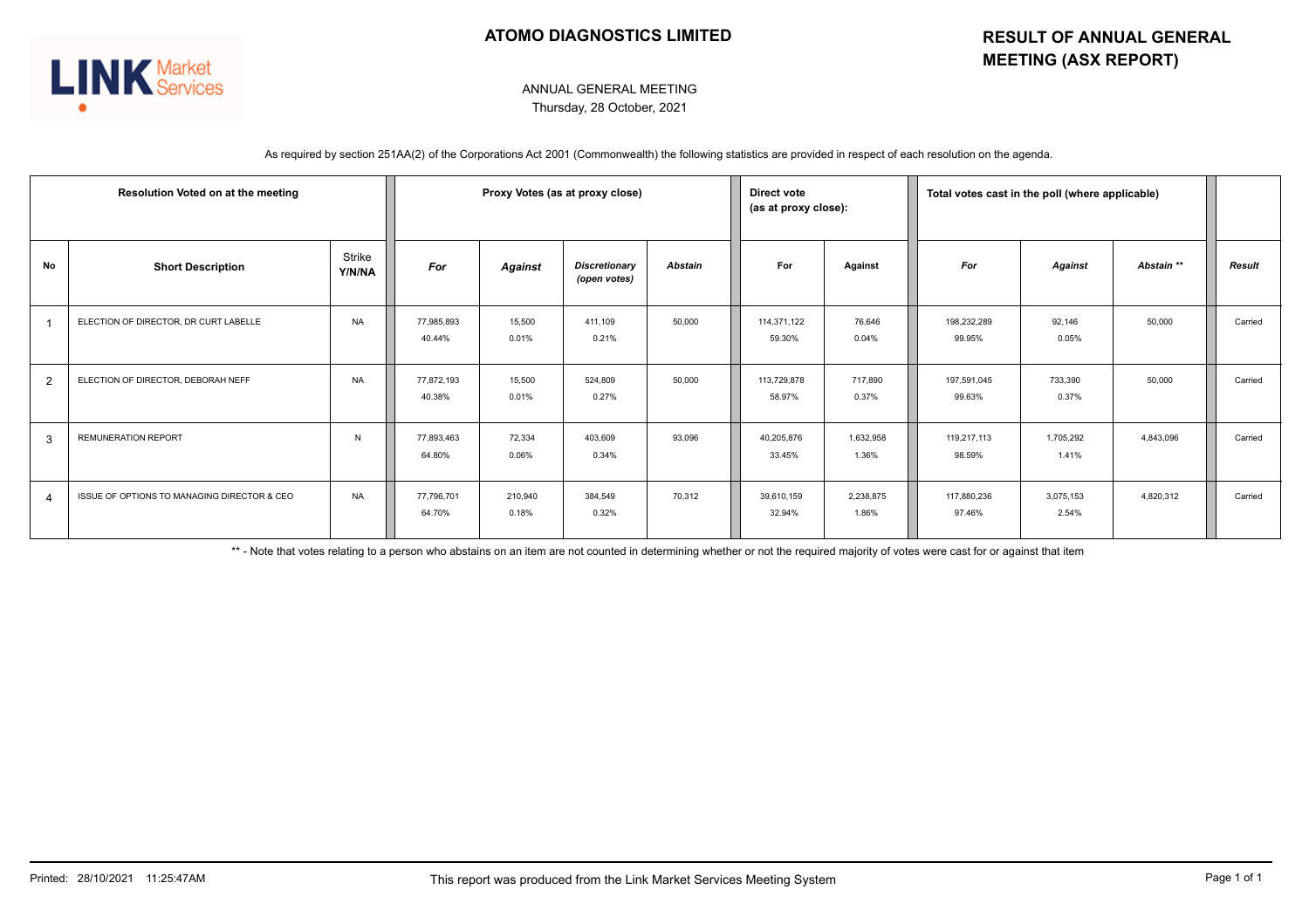# ATOMO DIAGNOSTICS LIMITED

## RESULT OF ANNUAL GENERAL MEETING (ASX REPORT)

ANNUAL GENERAL MEETING
Thursday, 28 October, 2021

As required by section 251AA(2) of the Corporations Act 2001 (Commonwealth) the following statistics are provided in respect of each resolution on the agenda.

| Resolution Voted on at the meeting | | | Proxy Votes (as at proxy close) | | | | Direct vote (as at proxy close): | | Total votes cast in the poll (where applicable) | | | |
|---|---|---|---|---|---|---|---|---|---|---|---|---|
| **No** | **Short Description** | **Strike Y/N/NA** | ***For*** | ***Against*** | ***Discretionary (open votes)*** | ***Abstain*** | **For** | **Against** | ***For*** | ***Against*** | ***Abstain \*\**** | ***Result*** |
| 1 | ELECTION OF DIRECTOR, DR CURT LABELLE | NA | 77,985,893 40.44% | 15,500 0.01% | 411,109 0.21% | 50,000 | 114,371,122 59.30% | 76,646 0.04% | 198,232,289 99.95% | 92,146 0.05% | 50,000 | Carried |
| 2 | ELECTION OF DIRECTOR, DEBORAH NEFF | NA | 77,872,193 40.38% | 15,500 0.01% | 524,809 0.27% | 50,000 | 113,729,878 58.97% | 717,890 0.37% | 197,591,045 99.63% | 733,390 0.37% | 50,000 | Carried |
| 3 | REMUNERATION REPORT | N | 77,893,463 64.80% | 72,334 0.06% | 403,609 0.34% | 93,096 | 40,205,876 33.45% | 1,632,958 1.36% | 119,217,113 98.59% | 1,705,292 1.41% | 4,843,096 | Carried |
| 4 | ISSUE OF OPTIONS TO MANAGING DIRECTOR & CEO | NA | 77,796,701 64.70% | 210,940 0.18% | 384,549 0.32% | 70,312 | 39,610,159 32.94% | 2,238,875 1.86% | 117,880,236 97.46% | 3,075,153 2.54% | 4,820,312 | Carried |

** - Note that votes relating to a person who abstains on an item are not counted in determining whether or not the required majority of votes were cast for or against that item

Printed: 28/10/2021 11:25:47AM

This report was produced from the Link Market Services Meeting System